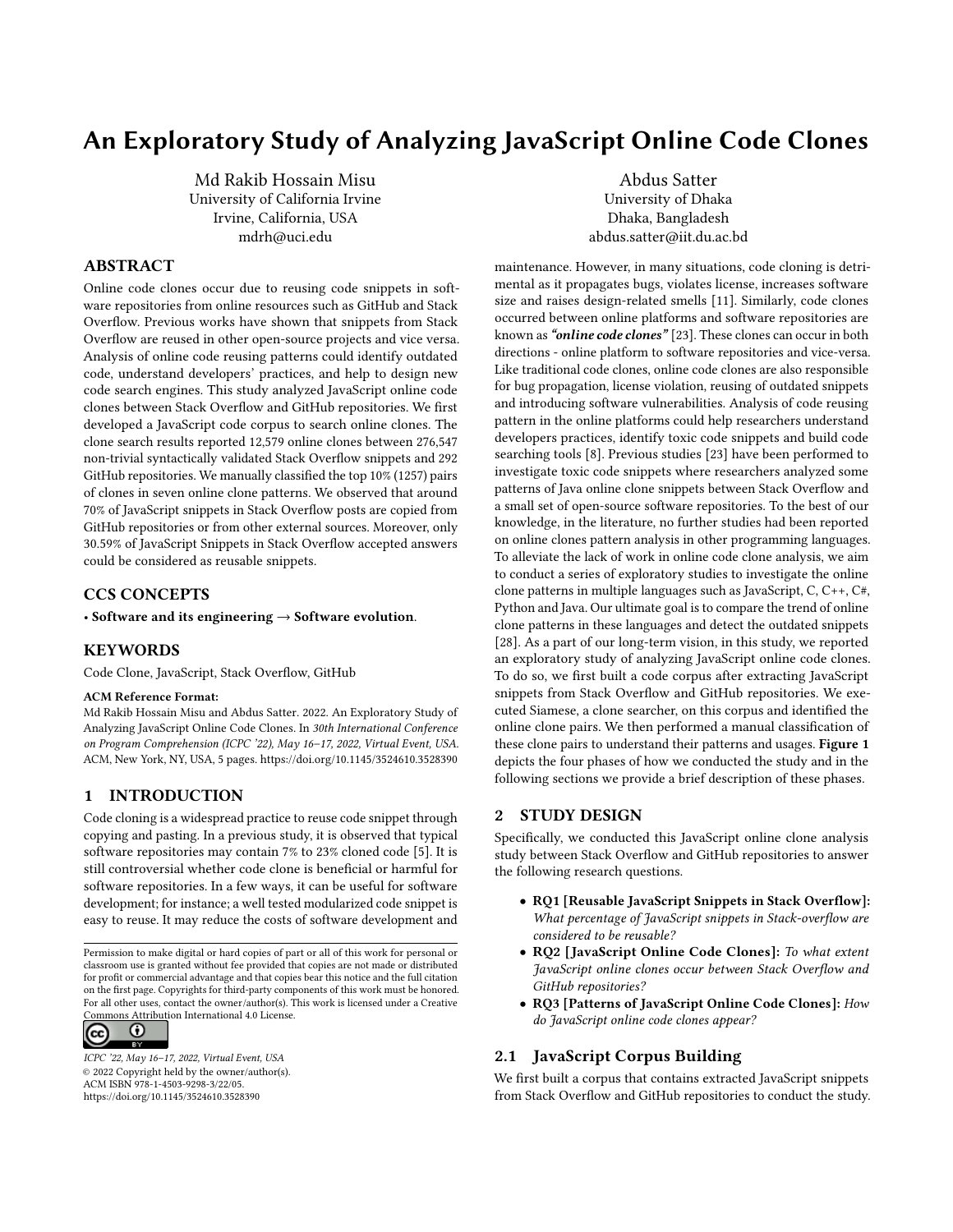# An Exploratory Study of Analyzing JavaScript Online Code Clones

Md Rakib Hossain Misu
University of California Irvine
Irvine, California, USA
mdrh@uci.edu

Abdus Satter
University of Dhaka
Dhaka, Bangladesh
abdus.satter@iit.du.ac.bd

## ABSTRACT

Online code clones occur due to reusing code snippets in software repositories from online resources such as GitHub and Stack Overflow. Previous works have shown that snippets from Stack Overflow are reused in other open-source projects and vice versa. Analysis of online code reusing patterns could identify outdated code, understand developers' practices, and help to design new code search engines. This study analyzed JavaScript online code clones between Stack Overflow and GitHub repositories. We first developed a JavaScript code corpus to search online clones. The clone search results reported 12,579 online clones between 276,547 non-trivial syntactically validated Stack Overflow snippets and 292 GitHub repositories. We manually classified the top 10% (1257) pairs of clones in seven online clone patterns. We observed that around 70% of JavaScript snippets in Stack Overflow posts are copied from GitHub repositories or from other external sources. Moreover, only 30.59% of JavaScript Snippets in Stack Overflow accepted answers could be considered as reusable snippets.

## CCS CONCEPTS

• **Software and its engineering** → **Software evolution**.

## KEYWORDS

Code Clone, JavaScript, Stack Overflow, GitHub

**ACM Reference Format:**
Md Rakib Hossain Misu and Abdus Satter. 2022. An Exploratory Study of Analyzing JavaScript Online Code Clones. In *30th International Conference on Program Comprehension (ICPC '22), May 16–17, 2022, Virtual Event, USA.* ACM, New York, NY, USA, 5 pages. https://doi.org/10.1145/3524610.3528390

## 1 INTRODUCTION

Code cloning is a widespread practice to reuse code snippet through copying and pasting. In a previous study, it is observed that typical software repositories may contain 7% to 23% cloned code [5]. It is still controversial whether code clone is beneficial or harmful for software repositories. In a few ways, it can be useful for software development; for instance; a well tested modularized code snippet is easy to reuse. It may reduce the costs of software development and maintenance. However, in many situations, code cloning is detrimental as it propagates bugs, violates license, increases software size and raises design-related smells [11]. Similarly, code clones occurred between online platforms and software repositories are known as ***"online code clones"*** [23]. These clones can occur in both directions - online platform to software repositories and vice-versa. Like traditional code clones, online code clones are also responsible for bug propagation, license violation, reusing of outdated snippets and introducing software vulnerabilities. Analysis of code reusing pattern in the online platforms could help researchers understand developers practices, identify toxic code snippets and build code searching tools [8]. Previous studies [23] have been performed to investigate toxic code snippets where researchers analyzed some patterns of Java online code clone snippets between Stack Overflow and a small set of open-source software repositories. To the best of our knowledge, in the literature, no further studies had been reported on online clones pattern analysis in other programming languages. To alleviate the lack of work in online code clone analysis, we aim to conduct a series of exploratory studies to investigate the online clone patterns in multiple languages such as JavaScript, C, C++, C#, Python and Java. Our ultimate goal is to compare the trend of online clone patterns in these languages and detect the outdated snippets [28]. As a part of our long-term vision, in this study, we reported an exploratory study of analyzing JavaScript online code clones. To do so, we first built a code corpus after extracting JavaScript snippets from Stack Overflow and GitHub repositories. We executed Siamese, a clone searcher, on this corpus and identified the online clone pairs. We then performed a manual classification of these clone pairs to understand their patterns and usages. **Figure 1** depicts the four phases of how we conducted the study and in the following sections we provide a brief description of these phases.

## 2 STUDY DESIGN

Specifically, we conducted this JavaScript online clone analysis study between Stack Overflow and GitHub repositories to answer the following research questions.

- **RQ1 [Reusable JavaScript Snippets in Stack Overflow]:** *What percentage of JavaScript snippets in Stack-overflow are considered to be reusable?*
- **RQ2 [JavaScript Online Code Clones]:** *To what extent JavaScript online clones occur between Stack Overflow and GitHub repositories?*
- **RQ3 [Patterns of JavaScript Online Code Clones]:** *How do JavaScript online code clones appear?*

### 2.1 JavaScript Corpus Building

We first built a corpus that contains extracted JavaScript snippets from Stack Overflow and GitHub repositories to conduct the study.

Permission to make digital or hard copies of part or all of this work for personal or classroom use is granted without fee provided that copies are not made or distributed for profit or commercial advantage and that copies bear this notice and the full citation on the first page. Copyrights for third-party components of this work must be honored. For all other uses, contact the owner/author(s). This work is licensed under a Creative Commons Attribution International 4.0 License.

*ICPC '22, May 16–17, 2022, Virtual Event, USA*
© 2022 Copyright held by the owner/author(s).
ACM ISBN 978-1-4503-9298-3/22/05.
https://doi.org/10.1145/3524610.3528390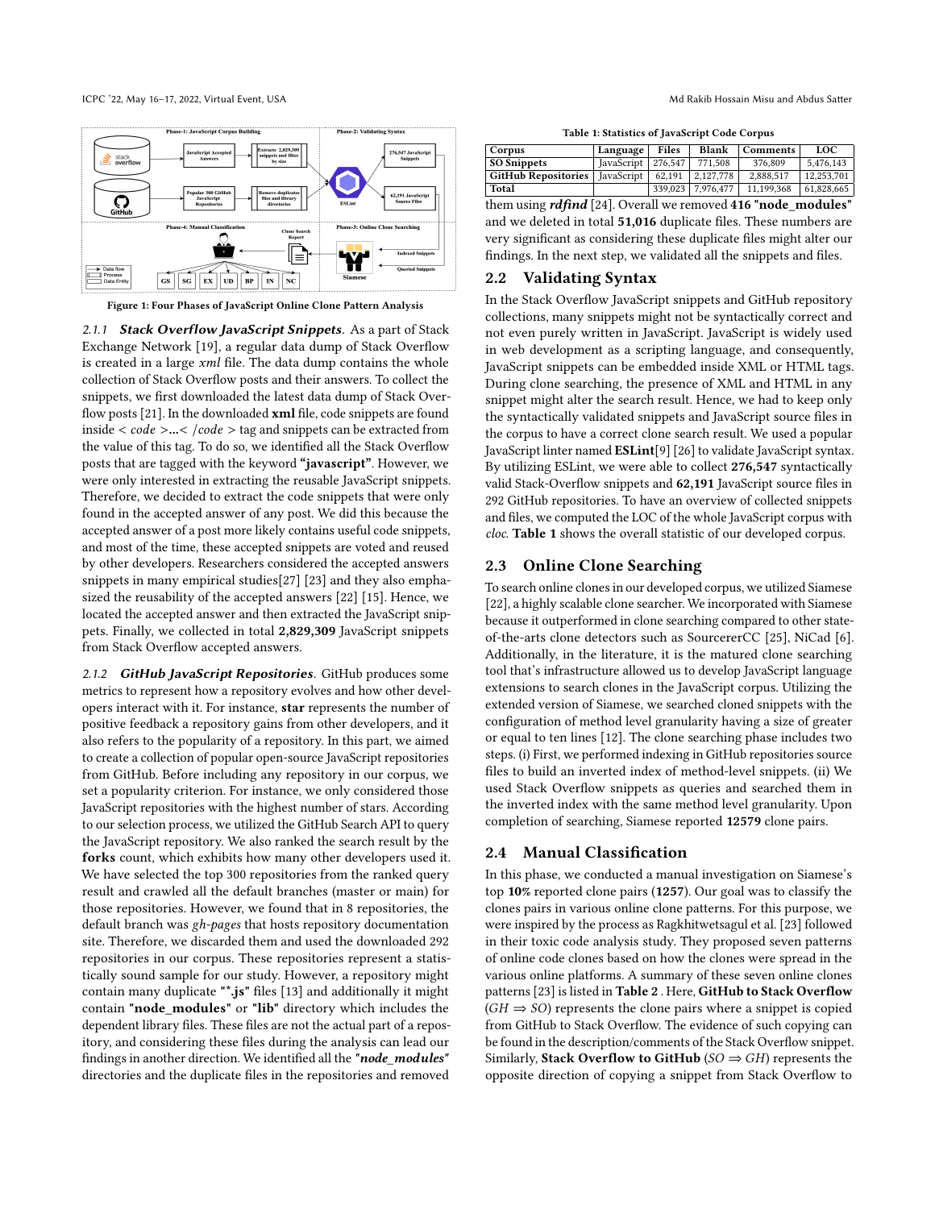Figure 1: Four Phases of JavaScript Online Clone Pattern Analysis

#### 2.1.1 *Stack Overflow JavaScript Snippets*.

As a part of Stack Exchange Network [19], a regular data dump of Stack Overflow is created in a large *xml* file. The data dump contains the whole collection of Stack Overflow posts and their answers. To collect the snippets, we first downloaded the latest data dump of Stack Overflow posts [21]. In the downloaded **xml** file, code snippets are found inside < *code* >...< /*code* > tag and snippets can be extracted from the value of this tag. To do so, we identified all the Stack Overflow posts that are tagged with the keyword **"javascript"**. However, we were only interested in extracting the reusable JavaScript snippets. Therefore, we decided to extract the code snippets that were only found in the accepted answer of any post. We did this because the accepted answer of a post more likely contains useful code snippets, and most of the time, these accepted snippets are voted and reused by other developers. Researchers considered the accepted answers snippets in many empirical studies[27] [23] and they also emphasized the reusability of the accepted answers [22] [15]. Hence, we located the accepted answer and then extracted the JavaScript snippets. Finally, we collected in total **2,829,309** JavaScript snippets from Stack Overflow accepted answers.

#### 2.1.2 *GitHub JavaScript Repositories*.

GitHub produces some metrics to represent how a repository evolves and how other developers interact with it. For instance, **star** represents the number of positive feedback a repository gains from other developers, and it also refers to the popularity of a repository. In this part, we aimed to create a collection of popular open-source JavaScript repositories from GitHub. Before including any repository in our corpus, we set a popularity criterion. For instance, we only considered those JavaScript repositories with the highest number of stars. According to our selection process, we utilized the GitHub Search API to query the JavaScript repository. We also ranked the search result by the **forks** count, which exhibits how many other developers used it. We have selected the top 300 repositories from the ranked query result and crawled all the default branches (master or main) for those repositories. However, we found that in 8 repositories, the default branch was *gh-pages* that hosts repository documentation site. Therefore, we discarded them and used the downloaded 292 repositories in our corpus. These repositories represent a statistically sound sample for our study. However, a repository might contain many duplicate **"*.js"** files [13] and additionally it might contain **"node_modules"** or **"lib"** directory which includes the dependent library files. These files are not the actual part of a repository, and considering these files during the analysis can lead our findings in another direction. We identified all the ***"node_modules"*** directories and the duplicate files in the repositories and removed them using ***rdfind*** [24]. Overall we removed **416 "node_modules"** and we deleted in total **51,016** duplicate files. These numbers are very significant as considering these duplicate files might alter our findings. In the next step, we validated all the snippets and files.

Table 1: Statistics of JavaScript Code Corpus

| Corpus | Language | Files | Blank | Comments | LOC |
|---|---|---|---|---|---|
| **SO Snippets** | JavaScript | 276,547 | 771,508 | 376,809 | 5,476,143 |
| **GitHub Repositories** | JavaScript | 62,191 | 2,127,778 | 2,888,517 | 12,253,701 |
| **Total** | | 339,023 | 7,976,477 | 11,199,368 | 61,828,665 |

## 2.2 Validating Syntax

In the Stack Overflow JavaScript snippets and GitHub repository collections, many snippets might not be syntactically correct and not even purely written in JavaScript. JavaScript is widely used in web development as a scripting language, and consequently, JavaScript snippets can be embedded inside XML or HTML tags. During clone searching, the presence of XML and HTML in any snippet might alter the search result. Hence, we had to keep only the syntactically validated snippets and JavaScript source files in the corpus to have a correct clone search result. We used a popular JavaScript linter named **ESLint**[9] [26] to validate JavaScript syntax. By utilizing ESLint, we were able to collect **276,547** syntactically valid Stack-Overflow snippets and **62,191** JavaScript source files in 292 GitHub repositories. To have an overview of collected snippets and files, we computed the LOC of the whole JavaScript corpus with *cloc*. **Table 1** shows the overall statistic of our developed corpus.

## 2.3 Online Clone Searching

To search online clones in our developed corpus, we utilized Siamese [22], a highly scalable clone searcher. We incorporated with Siamese because it outperformed in clone searching compared to other state-of-the-arts clone detectors such as SourcererCC [25], NiCad [6]. Additionally, in the literature, it is the matured clone searching tool that's infrastructure allowed us to develop JavaScript language extensions to search clones in the JavaScript corpus. Utilizing the extended version of Siamese, we searched cloned snippets with the configuration of method level granularity having a size of greater or equal to ten lines [12]. The clone searching phase includes two steps. (i) First, we performed indexing in GitHub repositories source files to build an inverted index of method-level snippets. (ii) We used Stack Overflow snippets as queries and searched them in the inverted index with the same method level granularity. Upon completion of searching, Siamese reported **12579** clone pairs.

## 2.4 Manual Classification

In this phase, we conducted a manual investigation on Siamese's top **10%** reported clone pairs (**1257**). Our goal was to classify the clones pairs in various online clone patterns. For this purpose, we were inspired by the process as Ragkhitwetsagul et al. [23] followed in their toxic code analysis study. They proposed seven patterns of online code clones based on how the clones were spread in the various online platforms. A summary of these seven online clones patterns [23] is listed in **Table 2** . Here, **GitHub to Stack Overflow** ($GH \Rightarrow SO$) represents the clone pairs where a snippet is copied from GitHub to Stack Overflow. The evidence of such copying can be found in the description/comments of the Stack Overflow snippet. Similarly, **Stack Overflow to GitHub** ($SO \Rightarrow GH$) represents the opposite direction of copying a snippet from Stack Overflow to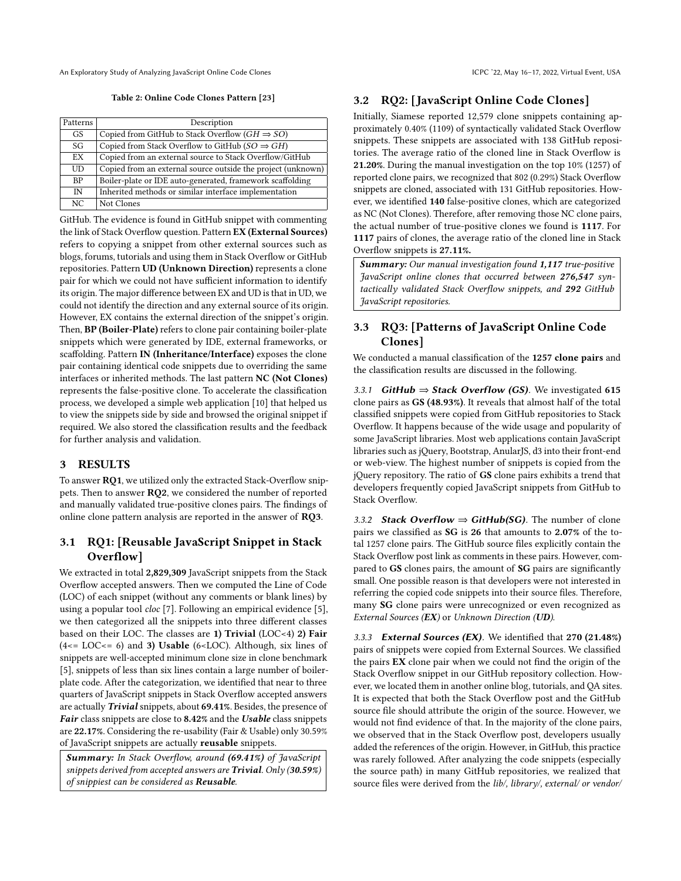Table 2: Online Code Clones Pattern [23]

| Patterns | Description |
| --- | --- |
| GS | Copied from GitHub to Stack Overflow ($GH \Rightarrow SO$) |
| SG | Copied from Stack Overflow to GitHub ($SO \Rightarrow GH$) |
| EX | Copied from an external source to Stack Overflow/GitHub |
| UD | Copied from an external source outside the project (unknown) |
| BP | Boiler-plate or IDE auto-generated, framework scaffolding |
| IN | Inherited methods or similar interface implementation |
| NC | Not Clones |

GitHub. The evidence is found in GitHub snippet with commenting the link of Stack Overflow question. Pattern **EX (External Sources)** refers to copying a snippet from other external sources such as blogs, forums, tutorials and using them in Stack Overflow or GitHub repositories. Pattern **UD (Unknown Direction)** represents a clone pair for which we could not have sufficient information to identify its origin. The major difference between EX and UD is that in UD, we could not identify the direction and any external source of its origin. However, EX contains the external direction of the snippet's origin. Then, **BP (Boiler-Plate)** refers to clone pair containing boiler-plate snippets which were generated by IDE, external frameworks, or scaffolding. Pattern **IN (Inheritance/Interface)** exposes the clone pair containing identical code snippets due to overriding the same interfaces or inherited methods. The last pattern **NC (Not Clones)** represents the false-positive clone. To accelerate the classification process, we developed a simple web application [10] that helped us to view the snippets side by side and browsed the original snippet if required. We also stored the classification results and the feedback for further analysis and validation.

## 3 RESULTS

To answer **RQ1**, we utilized only the extracted Stack-Overflow snippets. Then to answer **RQ2**, we considered the number of reported and manually validated true-positive clones pairs. The findings of online clone pattern analysis are reported in the answer of **RQ3**.

### 3.1 RQ1: [Reusable JavaScript Snippet in Stack Overflow]

We extracted in total **2,829,309** JavaScript snippets from the Stack Overflow accepted answers. Then we computed the Line of Code (LOC) of each snippet (without any comments or blank lines) by using a popular tool *cloc* [7]. Following an empirical evidence [5], we then categorized all the snippets into three different classes based on their LOC. The classes are **1) Trivial** (LOC<4) **2) Fair** (4<= LOC<= 6) and **3) Usable** (6<LOC). Although, six lines of snippets are well-accepted minimum clone size in clone benchmark [5], snippets of less than six lines contain a large number of boiler-plate code. After the categorization, we identified that near to three quarters of JavaScript snippets in Stack Overflow accepted answers are actually ***Trivial*** snippets, about **69.41%**. Besides, the presence of ***Fair*** class snippets are close to **8.42%** and the ***Usable*** class snippets are **22.17%**. Considering the re-usability (Fair & Usable) only 30.59% of JavaScript snippets are actually **reusable** snippets.

> ***Summary:*** *In Stack Overflow, around **(69.41%)** of JavaScript snippets derived from accepted answers are **Trivial**. Only **(30.59%)** of snippiest can be considered as **Reusable**.*

### 3.2 RQ2: [JavaScript Online Code Clones]

Initially, Siamese reported 12,579 clone snippets containing approximately 0.40% (1109) of syntactically validated Stack Overflow snippets. These snippets are associated with 138 GitHub repositories. The average ratio of the cloned line in Stack Overflow is **21.20%**. During the manual investigation on the top 10% (1257) of reported clone pairs, we recognized that 802 (0.29%) Stack Overflow snippets are cloned, associated with 131 GitHub repositories. However, we identified **140** false-positive clones, which are categorized as NC (Not Clones). Therefore, after removing those NC clone pairs, the actual number of true-positive clones we found is **1117**. For **1117** pairs of clones, the average ratio of the cloned line in Stack Overflow snippets is **27.11%.**

> ***Summary:*** *Our manual investigation found **1,117** true-positive JavaScript online clones that occurred between **276,547** syntactically validated Stack Overflow snippets, and **292** GitHub JavaScript repositories.*

### 3.3 RQ3: [Patterns of JavaScript Online Code Clones]

We conducted a manual classification of the **1257 clone pairs** and the classification results are discussed in the following.

*3.3.1* ***GitHub ⇒ Stack Overflow (GS)***. We investigated **615** clone pairs as **GS (48.93%)**. It reveals that almost half of the total classified snippets were copied from GitHub repositories to Stack Overflow. It happens because of the wide usage and popularity of some JavaScript libraries. Most web applications contain JavaScript libraries such as jQuery, Bootstrap, AnularJS, d3 into their front-end or web-view. The highest number of snippets is copied from the jQuery repository. The ratio of **GS** clone pairs exhibits a trend that developers frequently copied JavaScript snippets from GitHub to Stack Overflow.

*3.3.2* ***Stack Overflow ⇒ GitHub(SG)***. The number of clone pairs we classified as **SG** is **26** that amounts to **2.07%** of the total 1257 clone pairs. The GitHub source files explicitly contain the Stack Overflow post link as comments in these pairs. However, compared to **GS** clones pairs, the amount of **SG** pairs are significantly small. One possible reason is that developers were not interested in referring the copied code snippets into their source files. Therefore, many **SG** clone pairs were unrecognized or even recognized as *External Sources (**EX**)* or *Unknown Direction (**UD**)*.

*3.3.3* ***External Sources (EX)***. We identified that **270 (21.48%)** pairs of snippets were copied from External Sources. We classified the pairs **EX** clone pair when we could not find the origin of the Stack Overflow snippet in our GitHub repository collection. However, we located them in another online blog, tutorials, and QA sites. It is expected that both the Stack Overflow post and the GitHub source file should attribute the origin of the source. However, we would not find evidence of that. In the majority of the clone pairs, we observed that in the Stack Overflow post, developers usually added the references of the origin. However, in GitHub, this practice was rarely followed. After analyzing the code snippets (especially the source path) in many GitHub repositories, we realized that source files were derived from the *lib/, library/, external/ or vendor/*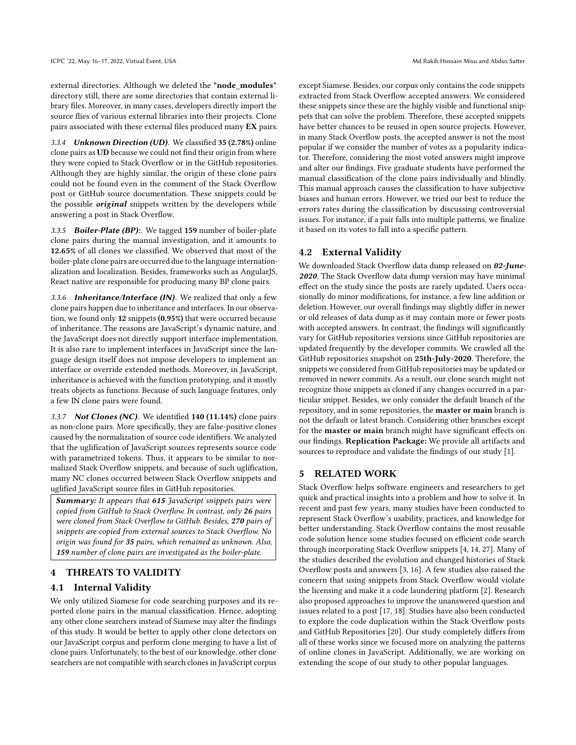external directories. Although we deleted the **"node_modules"** directory still, there are some directories that contain external library files. Moreover, in many cases, developers directly import the source flies of various external libraries into their projects. Clone pairs associated with these external files produced many **EX** pairs.

#### 3.3.4 *Unknown Direction (UD).*

We classified **35 (2.78%)** online clone pairs as **UD** because we could not find their origin from where they were copied to Stack Overflow or in the GitHub repositories. Although they are highly similar, the origin of these clone pairs could not be found even in the comment of the Stack Overflow post or GitHub source documentation. These snippets could be the possible ***original*** snippets written by the developers while answering a post in Stack Overflow.

#### 3.3.5 *Boiler-Plate (BP):.*

We tagged **159** number of boiler-plate clone pairs during the manual investigation, and it amounts to **12.65%** of all clones we classified. We observed that most of the boiler-plate clone pairs are occurred due to the language internationalization and localization. Besides, frameworks such as AngularJS, React native are responsible for producing many BP clone pairs.

#### 3.3.6 *Inheritance/Interface (IN).*

We realized that only a few clone pairs happen due to inheritance and interfaces. In our observation, we found only **12** snippets **(0.95%)** that were occurred because of inheritance. The reasons are JavaScript's dynamic nature, and the JavaScript does not directly support interface implementation. It is also rare to implement interfaces in JavaScript since the language design itself does not impose developers to implement an interface or override extended methods. Moreover, in JavaScript, inheritance is achieved with the function prototyping, and it mostly treats objects as functions. Because of such language features, only a few IN clone pairs were found.

#### 3.3.7 *Not Clones (NC).*

We identified **140 (11.14%)** clone pairs as non-clone pairs. More specifically, they are false-positive clones caused by the normalization of source code identifiers. We analyzed that the uglification of JavaScript sources represents source code with parametrized tokens. Thus, it appears to be similar to normalized Stack Overflow snippets, and because of such uglification, many NC clones occurred between Stack Overflow snippets and uglified JavaScript source files in GitHub repositories.

> ***Summary:*** *It appears that **615** JavaScript snippets pairs were copied from GitHub to Stack Overflow. In contrast, only **26** pairs were cloned from Stack Overflow to GitHub. Besides, **270** pairs of snippets are copied from external sources to Stack Overflow. No origin was found for **35** pairs, which remained as unknown. Also, **159** number of clone pairs are investigated as the boiler-plate.*

## 4 THREATS TO VALIDITY

### 4.1 Internal Validity

We only utilized Siamese for code searching purposes and its reported clone pairs in the manual classification. Hence, adopting any other clone searchers instead of Siamese may alter the findings of this study. It would be better to apply other clone detectors on our JavaScript corpus and perform clone merging to have a list of clone pairs. Unfortunately, to the best of our knowledge, other clone searchers are not compatible with search clones in JavaScript corpus except Siamese. Besides, our corpus only contains the code snippets extracted from Stack Overflow accepted answers. We considered these snippets since these are the highly visible and functional snippets that can solve the problem. Therefore, these accepted snippets have better chances to be reused in open source projects. However, in many Stack Overflow posts, the accepted answer is not the most popular if we consider the number of votes as a popularity indicator. Therefore, considering the most voted answers might improve and alter our findings. Five graduate students have performed the manual classification of the clone pairs individually and blindly. This manual approach causes the classification to have subjective biases and human errors. However, we tried our best to reduce the errors rates during the classification by discussing controversial issues. For instance, if a pair falls into multiple patterns, we finalize it based on its votes to fall into a specific pattern.

### 4.2 External Validity

We downloaded Stack Overflow data dump released on ***02-June-2020***. The Stack Overflow data dump version may have minimal effect on the study since the posts are rarely updated. Users occasionally do minor modifications, for instance, a few line addition or deletion. However, our overall findings may slightly differ in newer or old releases of data dump as it may contain more or fewer posts with accepted answers. In contrast, the findings will significantly vary for GitHub repositories versions since GitHub repositories are updated frequently by the developer commits. We crawled all the GitHub repositories snapshot on **25th-July-2020**. Therefore, the snippets we considered from GitHub repositories may be updated or removed in newer commits. As a result, our clone search might not recognize those snippets as cloned if any changes occurred in a particular snippet. Besides, we only consider the default branch of the repository, and in some repositories, the **master or main** branch is not the default or latest branch. Considering other branches except for the **master or main** branch might have significant effects on our findings. **Replication Package:** We provide all artifacts and sources to reproduce and validate the findings of our study [1].

## 5 RELATED WORK

Stack Overflow helps software engineers and researchers to get quick and practical insights into a problem and how to solve it. In recent and past few years, many studies have been conducted to represent Stack Overflow's usability, practices, and knowledge for better understanding. Stack Overflow contains the most reusable code solution hence some studies focused on efficient code search through incorporating Stack Overflow snippets [4, 14, 27]. Many of the studies described the evolution and changed histories of Stack Overflow posts and answers [3, 16]. A few studies also raised the concern that using snippets from Stack Overflow would violate the licensing and make it a code laundering platform [2]. Research also proposed approaches to improve the unanswered question and issues related to a post [17, 18]. Studies have also been conducted to explore the code duplication within the Stack Overflow posts and GitHub Repositories [20]. Our study completely differs from all of these works since we focused more on analyzing the patterns of online clones in JavaScript. Additionally, we are working on extending the scope of our study to other popular languages.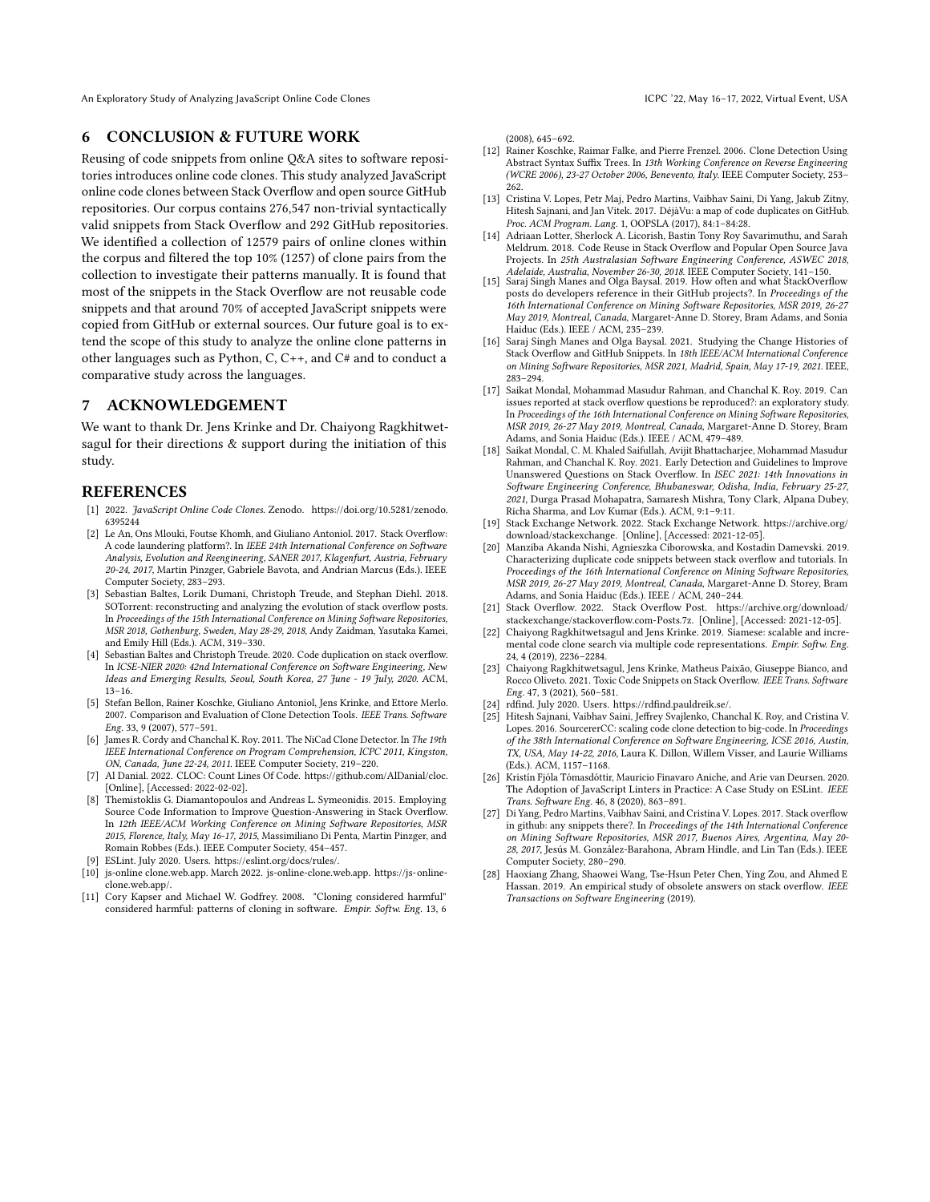## 6 CONCLUSION & FUTURE WORK

Reusing of code snippets from online Q&A sites to software repositories introduces online code clones. This study analyzed JavaScript online code clones between Stack Overflow and open source GitHub repositories. Our corpus contains 276,547 non-trivial syntactically valid snippets from Stack Overflow and 292 GitHub repositories. We identified a collection of 12579 pairs of online clones within the corpus and filtered the top 10% (1257) of clone pairs from the collection to investigate their patterns manually. It is found that most of the snippets in the Stack Overflow are not reusable code snippets and that around 70% of accepted JavaScript snippets were copied from GitHub or external sources. Our future goal is to extend the scope of this study to analyze the online clone patterns in other languages such as Python, C, C++, and C# and to conduct a comparative study across the languages.

## 7 ACKNOWLEDGEMENT

We want to thank Dr. Jens Krinke and Dr. Chaiyong Ragkhitwetsagul for their directions & support during the initiation of this study.

## REFERENCES

- [1] 2022. *JavaScript Online Code Clones*. Zenodo. https://doi.org/10.5281/zenodo.6395244
- [2] Le An, Ons Mlouki, Foutse Khomh, and Giuliano Antoniol. 2017. Stack Overflow: A code laundering platform?. In *IEEE 24th International Conference on Software Analysis, Evolution and Reengineering, SANER 2017, Klagenfurt, Austria, February 20-24, 2017*, Martin Pinzger, Gabriele Bavota, and Andrian Marcus (Eds.). IEEE Computer Society, 283–293.
- [3] Sebastian Baltes, Lorik Dumani, Christoph Treude, and Stephan Diehl. 2018. SOTorrent: reconstructing and analyzing the evolution of stack overflow posts. In *Proceedings of the 15th International Conference on Mining Software Repositories, MSR 2018, Gothenburg, Sweden, May 28-29, 2018*, Andy Zaidman, Yasutaka Kamei, and Emily Hill (Eds.). ACM, 319–330.
- [4] Sebastian Baltes and Christoph Treude. 2020. Code duplication on stack overflow. In *ICSE-NIER 2020: 42nd International Conference on Software Engineering, New Ideas and Emerging Results, Seoul, South Korea, 27 June - 19 July, 2020*. ACM, 13–16.
- [5] Stefan Bellon, Rainer Koschke, Giuliano Antoniol, Jens Krinke, and Ettore Merlo. 2007. Comparison and Evaluation of Clone Detection Tools. *IEEE Trans. Software Eng.* 33, 9 (2007), 577–591.
- [6] James R. Cordy and Chanchal K. Roy. 2011. The NiCad Clone Detector. In *The 19th IEEE International Conference on Program Comprehension, ICPC 2011, Kingston, ON, Canada, June 22-24, 2011*. IEEE Computer Society, 219–220.
- [7] Al Danial. 2022. CLOC: Count Lines Of Code. https://github.com/AlDanial/cloc. [Online], [Accessed: 2022-02-02].
- [8] Themistoklis G. Diamantopoulos and Andreas L. Symeonidis. 2015. Employing Source Code Information to Improve Question-Answering in Stack Overflow. In *12th IEEE/ACM Working Conference on Mining Software Repositories, MSR 2015, Florence, Italy, May 16-17, 2015*, Massimiliano Di Penta, Martin Pinzger, and Romain Robbes (Eds.). IEEE Computer Society, 454–457.
- [9] ESLint. July 2020. Users. https://eslint.org/docs/rules/.
- [10] js-online clone.web.app. March 2022. js-online-clone.web.app. https://js-online-clone.web.app/.
- [11] Cory Kapser and Michael W. Godfrey. 2008. "Cloning considered harmful" considered harmful: patterns of cloning in software. *Empir. Softw. Eng.* 13, 6 (2008), 645–692.
- [12] Rainer Koschke, Raimar Falke, and Pierre Frenzel. 2006. Clone Detection Using Abstract Syntax Suffix Trees. In *13th Working Conference on Reverse Engineering (WCRE 2006), 23-27 October 2006, Benevento, Italy*. IEEE Computer Society, 253–262.
- [13] Cristina V. Lopes, Petr Maj, Pedro Martins, Vaibhav Saini, Di Yang, Jakub Zitny, Hitesh Sajnani, and Jan Vitek. 2017. DéjàVu: a map of code duplicates on GitHub. *Proc. ACM Program. Lang.* 1, OOPSLA (2017), 84:1–84:28.
- [14] Adriaan Lotter, Sherlock A. Licorish, Bastin Tony Roy Savarimuthu, and Sarah Meldrum. 2018. Code Reuse in Stack Overflow and Popular Open Source Java Projects. In *25th Australasian Software Engineering Conference, ASWEC 2018, Adelaide, Australia, November 26-30, 2018*. IEEE Computer Society, 141–150.
- [15] Saraj Singh Manes and Olga Baysal. 2019. How often and what StackOverflow posts do developers reference in their GitHub projects?. In *Proceedings of the 16th International Conference on Mining Software Repositories, MSR 2019, 26-27 May 2019, Montreal, Canada*, Margaret-Anne D. Storey, Bram Adams, and Sonia Haiduc (Eds.). IEEE / ACM, 235–239.
- [16] Saraj Singh Manes and Olga Baysal. 2021. Studying the Change Histories of Stack Overflow and GitHub Snippets. In *18th IEEE/ACM International Conference on Mining Software Repositories, MSR 2021, Madrid, Spain, May 17-19, 2021*. IEEE, 283–294.
- [17] Saikat Mondal, Mohammad Masudur Rahman, and Chanchal K. Roy. 2019. Can issues reported at stack overflow questions be reproduced?: an exploratory study. In *Proceedings of the 16th International Conference on Mining Software Repositories, MSR 2019, 26-27 May 2019, Montreal, Canada*, Margaret-Anne D. Storey, Bram Adams, and Sonia Haiduc (Eds.). IEEE / ACM, 479–489.
- [18] Saikat Mondal, C. M. Khaled Saifullah, Avijit Bhattacharjee, Mohammad Masudur Rahman, and Chanchal K. Roy. 2021. Early Detection and Guidelines to Improve Unanswered Questions on Stack Overflow. In *ISEC 2021: 14th Innovations in Software Engineering Conference, Bhubaneswar, Odisha, India, February 25-27, 2021*, Durga Prasad Mohapatra, Samaresh Mishra, Tony Clark, Alpana Dubey, Richa Sharma, and Lov Kumar (Eds.). ACM, 9:1–9:11.
- [19] Stack Exchange Network. 2022. Stack Exchange Network. https://archive.org/download/stackexchange. [Online], [Accessed: 2021-12-05].
- [20] Manziba Akanda Nishi, Agnieszka Ciborowska, and Kostadin Damevski. 2019. Characterizing duplicate code snippets between stack overflow and tutorials. In *Proceedings of the 16th International Conference on Mining Software Repositories, MSR 2019, 26-27 May 2019, Montreal, Canada*, Margaret-Anne D. Storey, Bram Adams, and Sonia Haiduc (Eds.). IEEE / ACM, 240–244.
- [21] Stack Overflow. 2022. Stack Overflow Post. https://archive.org/download/stackexchange/stackoverflow.com-Posts.7z. [Online], [Accessed: 2021-12-05].
- [22] Chaiyong Ragkhitwetsagul and Jens Krinke. 2019. Siamese: scalable and incremental code clone search via multiple code representations. *Empir. Softw. Eng.* 24, 4 (2019), 2236–2284.
- [23] Chaiyong Ragkhitwetsagul, Jens Krinke, Matheus Paixão, Giuseppe Bianco, and Rocco Oliveto. 2021. Toxic Code Snippets on Stack Overflow. *IEEE Trans. Software Eng.* 47, 3 (2021), 560–581.
- [24] rdfind. July 2020. Users. https://rdfind.pauldreik.se/.
- [25] Hitesh Sajnani, Vaibhav Saini, Jeffrey Svajlenko, Chanchal K. Roy, and Cristina V. Lopes. 2016. SourcererCC: scaling code clone detection to big-code. In *Proceedings of the 38th International Conference on Software Engineering, ICSE 2016, Austin, TX, USA, May 14-22, 2016*, Laura K. Dillon, Willem Visser, and Laurie Williams (Eds.). ACM, 1157–1168.
- [26] Kristín Fjóla Tómasdóttir, Mauricio Finavaro Aniche, and Arie van Deursen. 2020. The Adoption of JavaScript Linters in Practice: A Case Study on ESLint. *IEEE Trans. Software Eng.* 46, 8 (2020), 863–891.
- [27] Di Yang, Pedro Martins, Vaibhav Saini, and Cristina V. Lopes. 2017. Stack overflow in github: any snippets there?. In *Proceedings of the 14th International Conference on Mining Software Repositories, MSR 2017, Buenos Aires, Argentina, May 20-28, 2017*, Jesús M. González-Barahona, Abram Hindle, and Lin Tan (Eds.). IEEE Computer Society, 280–290.
- [28] Haoxiang Zhang, Shaowei Wang, Tse-Hsun Peter Chen, Ying Zou, and Ahmed E Hassan. 2019. An empirical study of obsolete answers on stack overflow. *IEEE Transactions on Software Engineering* (2019).